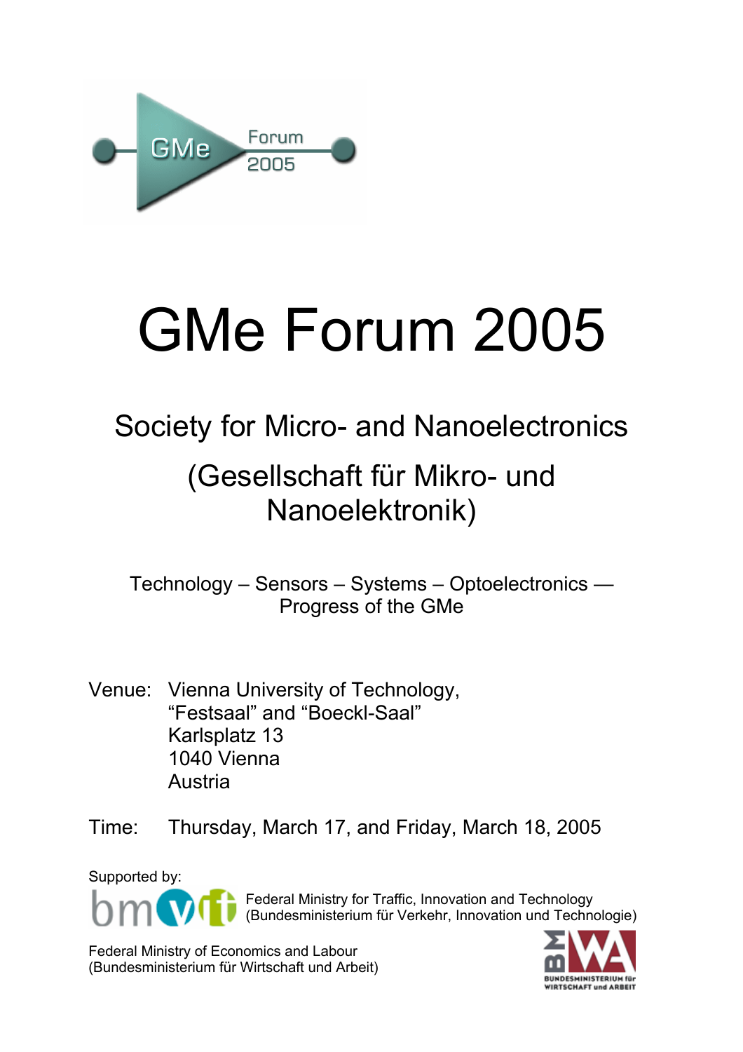# GMe Forum 2005

## Society for Micro- and Nanoelectronics

## (Gesellschaft für Mikro- und Nanoelektronik)

Technology – Sensors – Systems – Optoelectronics — Progress of the GMe

Venue: Vienna University of Technology,
"Festsaal" and "Boeckl-Saal"
Karlsplatz 13
1040 Vienna
Austria

Time: Thursday, March 17, and Friday, March 18, 2005

Supported by:

Federal Ministry for Traffic, Innovation and Technology
(Bundesministerium für Verkehr, Innovation und Technologie)

Federal Ministry of Economics and Labour
(Bundesministerium für Wirtschaft und Arbeit)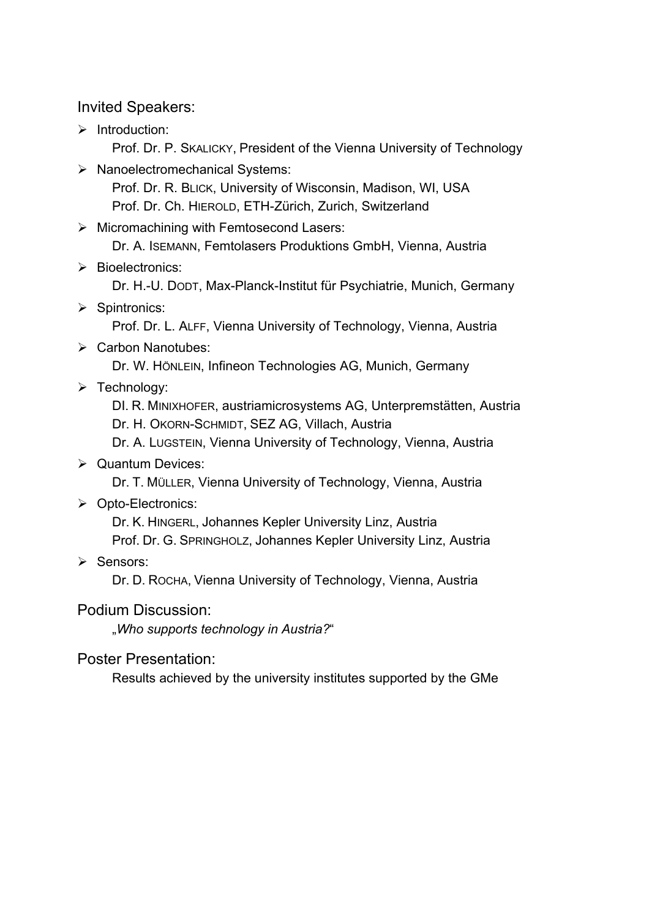## Invited Speakers:

- Introduction:
  Prof. Dr. P. SKALICKY, President of the Vienna University of Technology
- Nanoelectromechanical Systems:
  Prof. Dr. R. BLICK, University of Wisconsin, Madison, WI, USA
  Prof. Dr. Ch. HIEROLD, ETH-Zürich, Zurich, Switzerland
- Micromachining with Femtosecond Lasers:
  Dr. A. ISEMANN, Femtolasers Produktions GmbH, Vienna, Austria
- Bioelectronics:
  Dr. H.-U. DODT, Max-Planck-Institut für Psychiatrie, Munich, Germany
- Spintronics:
  Prof. Dr. L. ALFF, Vienna University of Technology, Vienna, Austria
- Carbon Nanotubes:
  Dr. W. HÖNLEIN, Infineon Technologies AG, Munich, Germany
- Technology:
  DI. R. MINIXHOFER, austriamicrosystems AG, Unterpremstätten, Austria
  Dr. H. OKORN-SCHMIDT, SEZ AG, Villach, Austria
  Dr. A. LUGSTEIN, Vienna University of Technology, Vienna, Austria
- Quantum Devices:
  Dr. T. MÜLLER, Vienna University of Technology, Vienna, Austria
- Opto-Electronics:
  Dr. K. HINGERL, Johannes Kepler University Linz, Austria
  Prof. Dr. G. SPRINGHOLZ, Johannes Kepler University Linz, Austria
- Sensors:
  Dr. D. ROCHA, Vienna University of Technology, Vienna, Austria

## Podium Discussion:

„*Who supports technology in Austria?*"

## Poster Presentation:

Results achieved by the university institutes supported by the GMe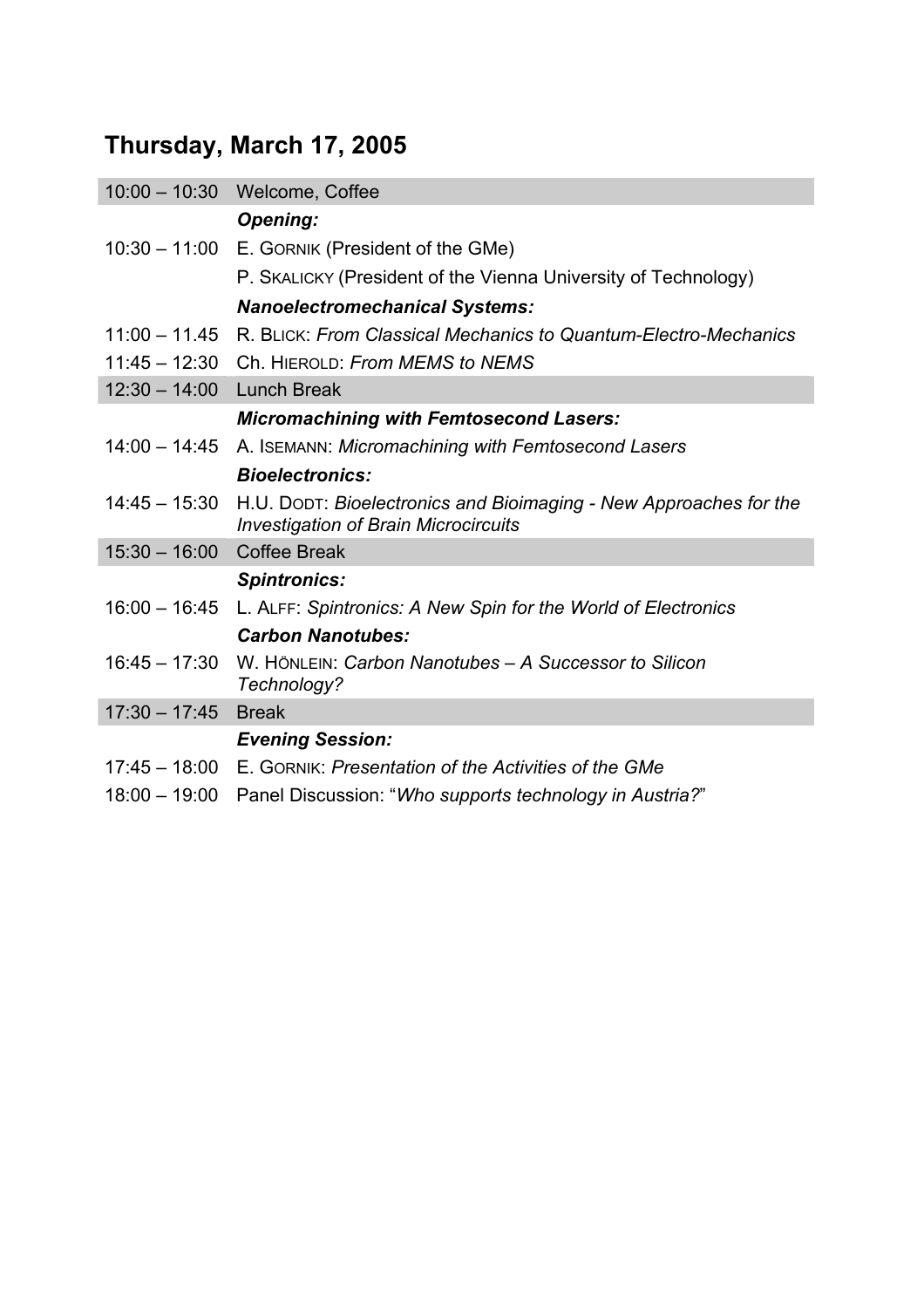## Thursday, March 17, 2005

| | |
|---|---|
| 10:00 – 10:30 | Welcome, Coffee |
| | ***Opening:*** |
| 10:30 – 11:00 | E. GORNIK (President of the GMe) |
| | P. SKALICKY (President of the Vienna University of Technology) |
| | ***Nanoelectromechanical Systems:*** |
| 11:00 – 11.45 | R. BLICK: *From Classical Mechanics to Quantum-Electro-Mechanics* |
| 11:45 – 12:30 | Ch. HIEROLD: *From MEMS to NEMS* |
| 12:30 – 14:00 | Lunch Break |
| | ***Micromachining with Femtosecond Lasers:*** |
| 14:00 – 14:45 | A. ISEMANN: *Micromachining with Femtosecond Lasers* |
| | ***Bioelectronics:*** |
| 14:45 – 15:30 | H.U. DODT: *Bioelectronics and Bioimaging - New Approaches for the Investigation of Brain Microcircuits* |
| 15:30 – 16:00 | Coffee Break |
| | ***Spintronics:*** |
| 16:00 – 16:45 | L. ALFF: *Spintronics: A New Spin for the World of Electronics* |
| | ***Carbon Nanotubes:*** |
| 16:45 – 17:30 | W. HÖNLEIN: *Carbon Nanotubes – A Successor to Silicon Technology?* |
| 17:30 – 17:45 | Break |
| | ***Evening Session:*** |
| 17:45 – 18:00 | E. GORNIK: *Presentation of the Activities of the GMe* |
| 18:00 – 19:00 | Panel Discussion: "*Who supports technology in Austria?*" |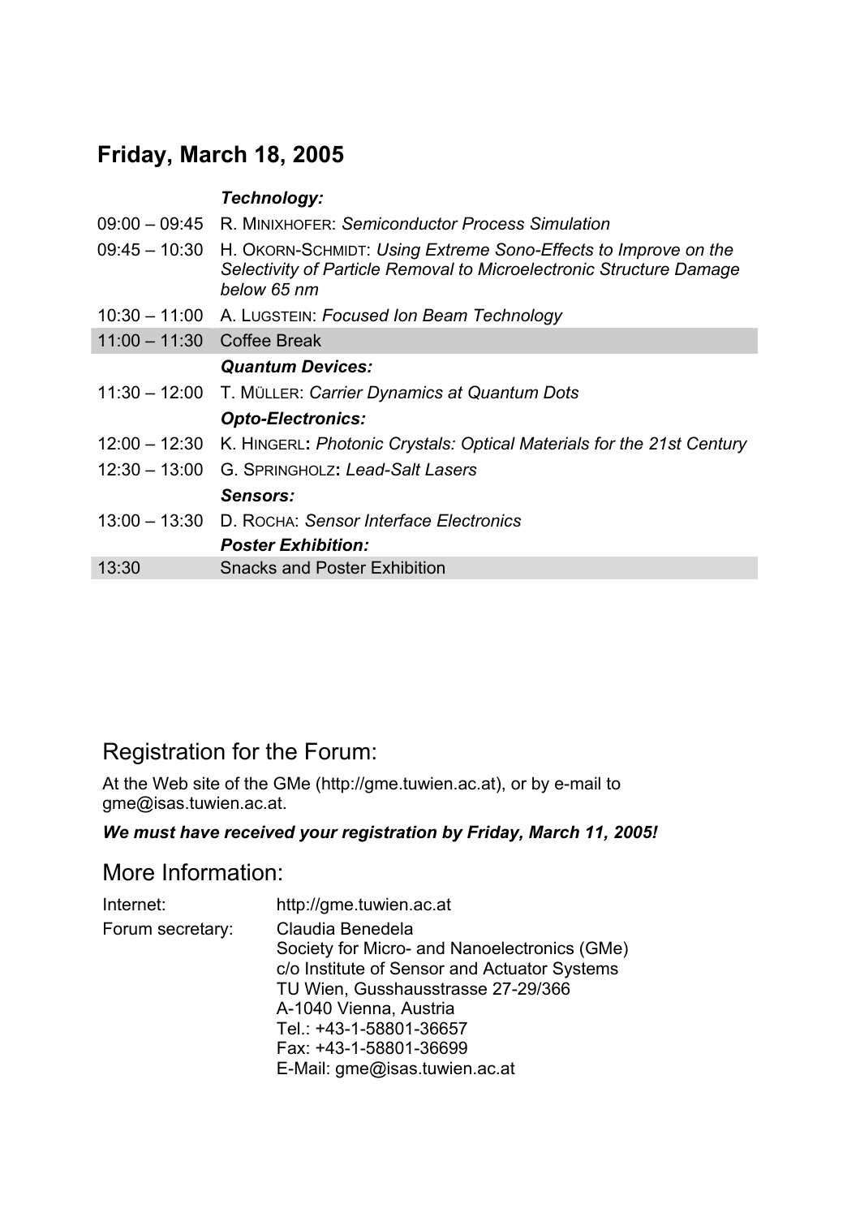## Friday, March 18, 2005

| | |
|---|---|
| | ***Technology:*** |
| 09:00 – 09:45 | R. MINIXHOFER: *Semiconductor Process Simulation* |
| 09:45 – 10:30 | H. OKORN-SCHMIDT: *Using Extreme Sono-Effects to Improve on the Selectivity of Particle Removal to Microelectronic Structure Damage below 65 nm* |
| 10:30 – 11:00 | A. LUGSTEIN: *Focused Ion Beam Technology* |
| 11:00 – 11:30 | Coffee Break |
| | ***Quantum Devices:*** |
| 11:30 – 12:00 | T. MÜLLER: *Carrier Dynamics at Quantum Dots* |
| | ***Opto-Electronics:*** |
| 12:00 – 12:30 | K. HINGERL**:** *Photonic Crystals: Optical Materials for the 21st Century* |
| 12:30 – 13:00 | G. SPRINGHOLZ**:** *Lead-Salt Lasers* |
| | ***Sensors:*** |
| 13:00 – 13:30 | D. ROCHA: *Sensor Interface Electronics* |
| | ***Poster Exhibition:*** |
| 13:30 | Snacks and Poster Exhibition |

## Registration for the Forum:

At the Web site of the GMe (http://gme.tuwien.ac.at), or by e-mail to gme@isas.tuwien.ac.at.

***We must have received your registration by Friday, March 11, 2005!***

## More Information:

| | |
|---|---|
| Internet: | http://gme.tuwien.ac.at |
| Forum secretary: | Claudia Benedela<br>Society for Micro- and Nanoelectronics (GMe)<br>c/o Institute of Sensor and Actuator Systems<br>TU Wien, Gusshausstrasse 27-29/366<br>A-1040 Vienna, Austria<br>Tel.: +43-1-58801-36657<br>Fax: +43-1-58801-36699<br>E-Mail: gme@isas.tuwien.ac.at |